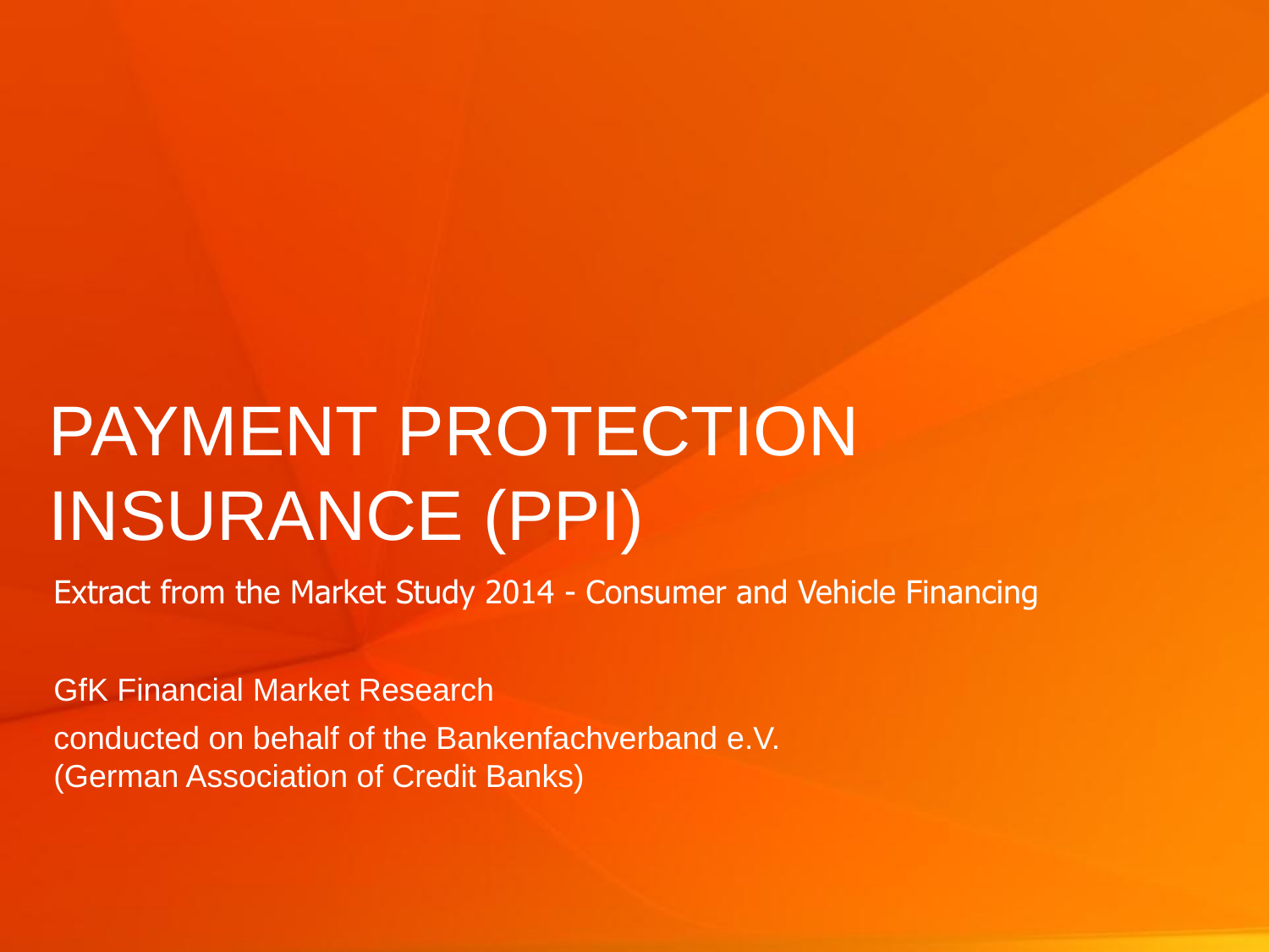# PAYMENT PROTECTION INSURANCE (PPI)

Extract from the Market Study 2014 - Consumer and Vehicle Financing

GfK Financial Market Research

conducted on behalf of the Bankenfachverband e.V.
(German Association of Credit Banks)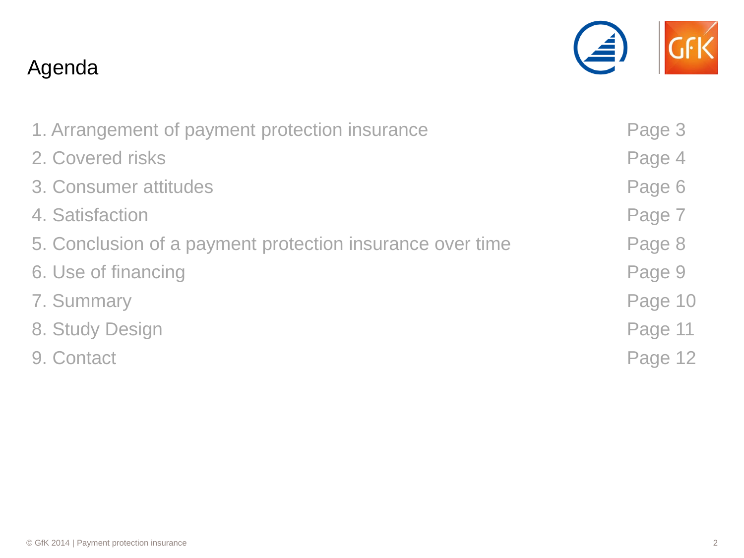# Agenda

| | |
|---|---|
| 1. Arrangement of payment protection insurance | Page 3 |
| 2. Covered risks | Page 4 |
| 3. Consumer attitudes | Page 6 |
| 4. Satisfaction | Page 7 |
| 5. Conclusion of a payment protection insurance over time | Page 8 |
| 6. Use of financing | Page 9 |
| 7. Summary | Page 10 |
| 8. Study Design | Page 11 |
| 9. Contact | Page 12 |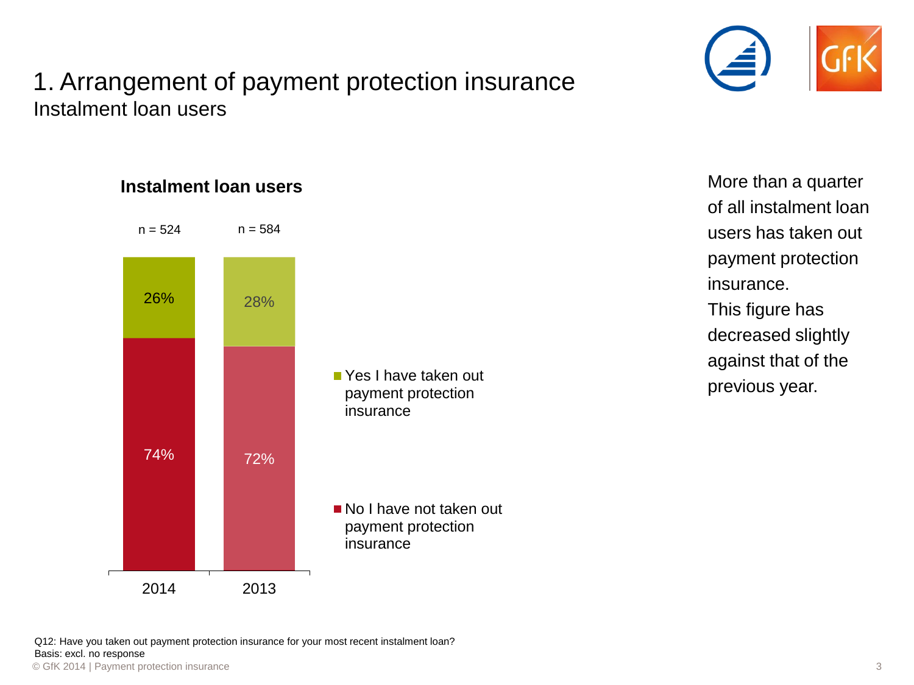# 1. Arrangement of payment protection insurance

Instalment loan users

**Instalment loan users**

| | 2014 (n = 524) | 2013 (n = 584) |
|---|---|---|
| Yes I have taken out payment protection insurance | 26% | 28% |
| No I have not taken out payment protection insurance | 74% | 72% |

More than a quarter of all instalment loan users has taken out payment protection insurance.
This figure has decreased slightly against that of the previous year.

Q12: Have you taken out payment protection insurance for your most recent instalment loan?
Basis: excl. no response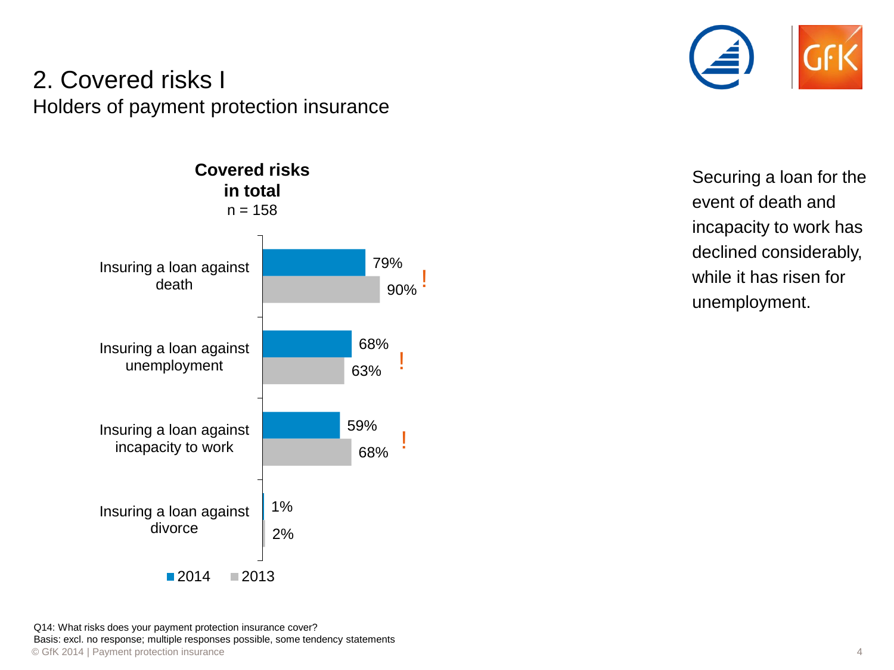# 2. Covered risks I

Holders of payment protection insurance

**Covered risks in total**
n = 158

| | 2014 | 2013 |
|---|---|---|
| Insuring a loan against death | 79% | 90% |
| Insuring a loan against unemployment | 68% | 63% |
| Insuring a loan against incapacity to work | 59% | 68% |
| Insuring a loan against divorce | 1% | 2% |

Securing a loan for the event of death and incapacity to work has declined considerably, while it has risen for unemployment.

Q14: What risks does your payment protection insurance cover?
Basis: excl. no response; multiple responses possible, some tendency statements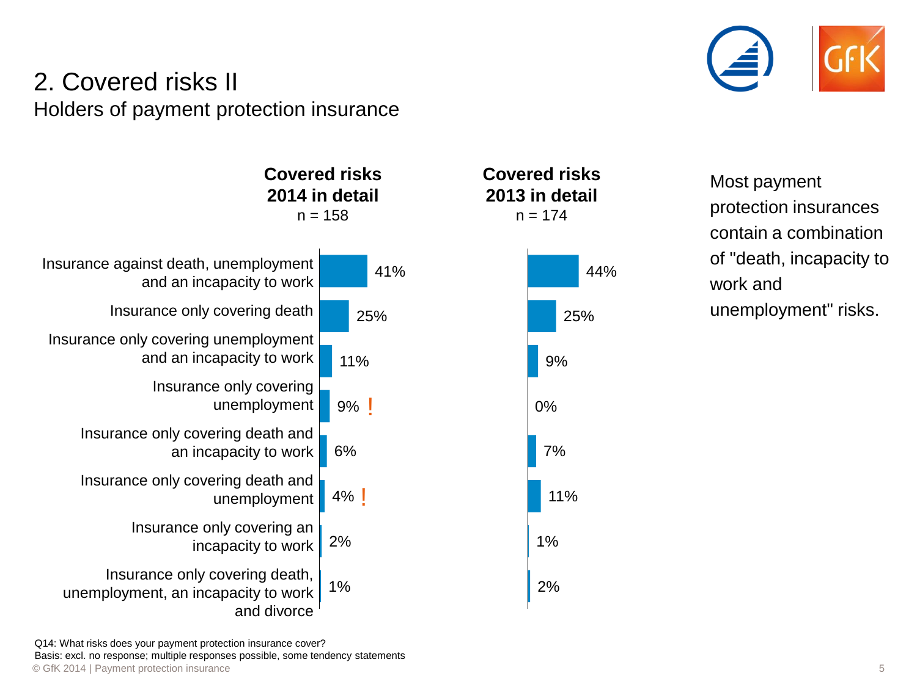# 2. Covered risks II

Holders of payment protection insurance

| | Covered risks 2014 in detail (n = 158) | Covered risks 2013 in detail (n = 174) |
|---|---|---|
| Insurance against death, unemployment and an incapacity to work | 41% | 44% |
| Insurance only covering death | 25% | 25% |
| Insurance only covering unemployment and an incapacity to work | 11% | 9% |
| Insurance only covering unemployment | 9% ! | 0% |
| Insurance only covering death and an incapacity to work | 6% | 7% |
| Insurance only covering death and unemployment | 4% ! | 11% |
| Insurance only covering an incapacity to work | 2% | 1% |
| Insurance only covering death, unemployment, an incapacity to work and divorce | 1% | 2% |

Most payment protection insurances contain a combination of "death, incapacity to work and unemployment" risks.

Q14: What risks does your payment protection insurance cover?
Basis: excl. no response; multiple responses possible, some tendency statements

© GfK 2014 | Payment protection insurance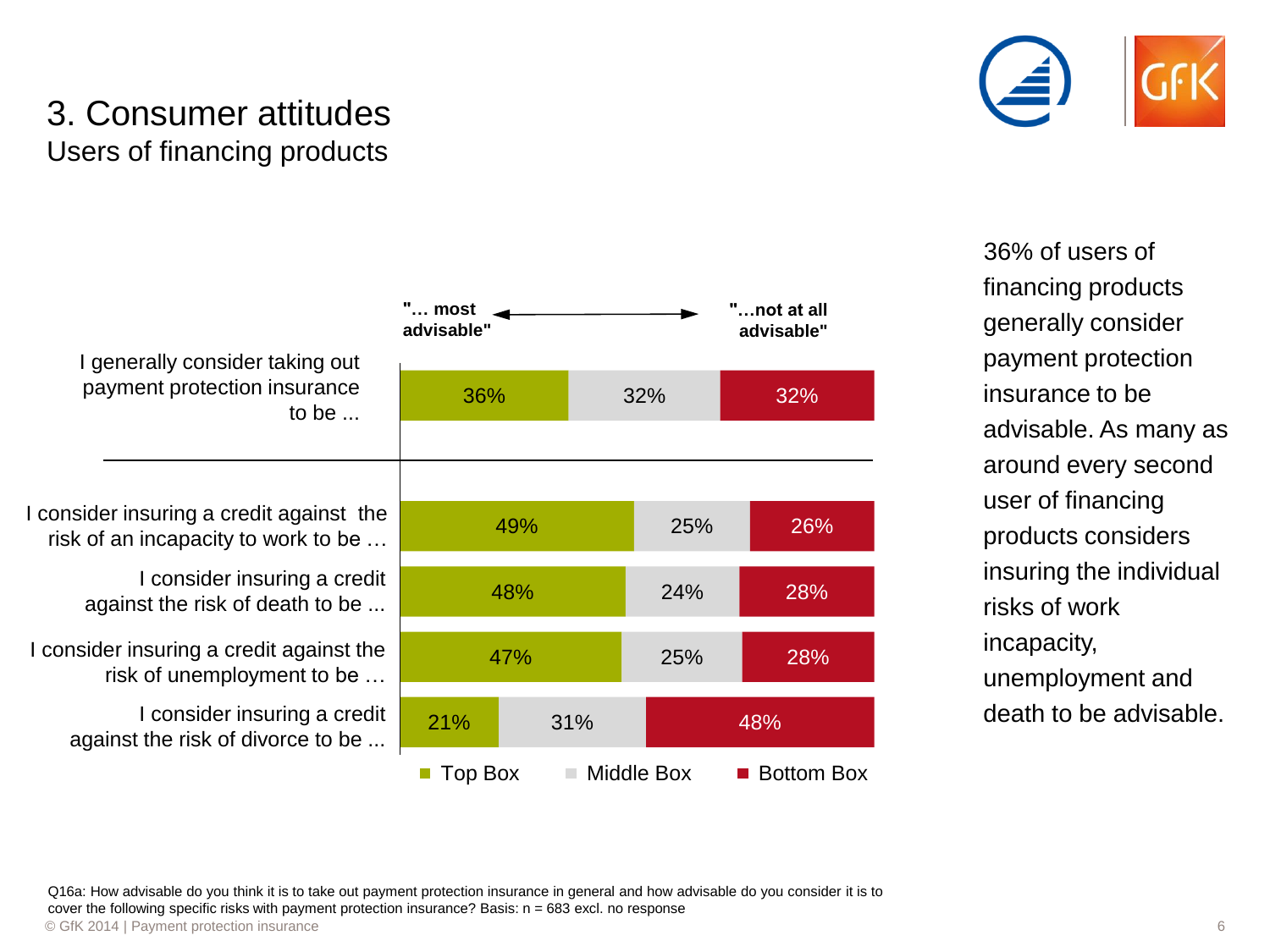# 3. Consumer attitudes

## Users of financing products

| | "… most advisable" (Top Box) | Middle Box | "…not at all advisable" (Bottom Box) |
|---|---|---|---|
| I generally consider taking out payment protection insurance to be ... | 36% | 32% | 32% |
| I consider insuring a credit against the risk of an incapacity to work to be … | 49% | 25% | 26% |
| I consider insuring a credit against the risk of death to be ... | 48% | 24% | 28% |
| I consider insuring a credit against the risk of unemployment to be … | 47% | 25% | 28% |
| I consider insuring a credit against the risk of divorce to be ... | 21% | 31% | 48% |

36% of users of financing products generally consider payment protection insurance to be advisable. As many as around every second user of financing products considers insuring the individual risks of work incapacity, unemployment and death to be advisable.

Q16a: How advisable do you think it is to take out payment protection insurance in general and how advisable do you consider it is to cover the following specific risks with payment protection insurance? Basis: n = 683 excl. no response

© GfK 2014 | Payment protection insurance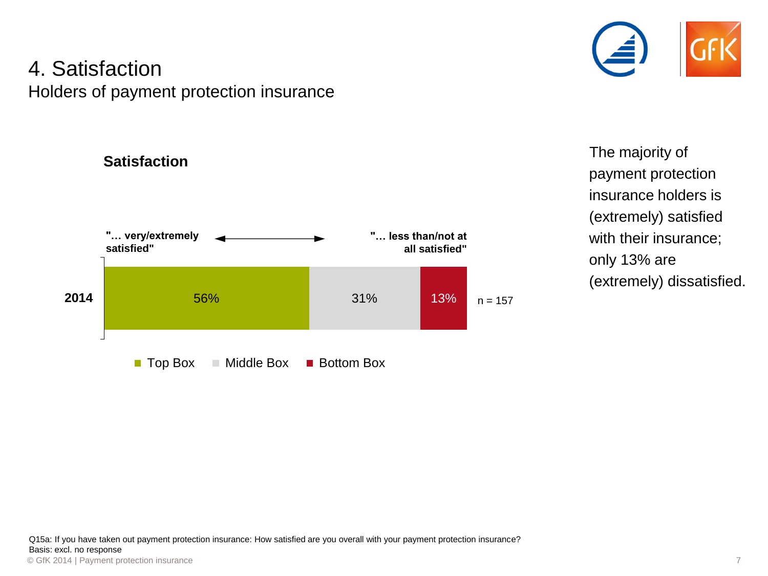# 4. Satisfaction

## Holders of payment protection insurance

### Satisfaction

"… very/extremely satisfied" ⟷ "… less than/not at all satisfied"

| | Top Box | Middle Box | Bottom Box | |
|---|---|---|---|---|
| 2014 | 56% | 31% | 13% | n = 157 |

The majority of payment protection insurance holders is (extremely) satisfied with their insurance; only 13% are (extremely) dissatisfied.

Q15a: If you have taken out payment protection insurance: How satisfied are you overall with your payment protection insurance?
Basis: excl. no response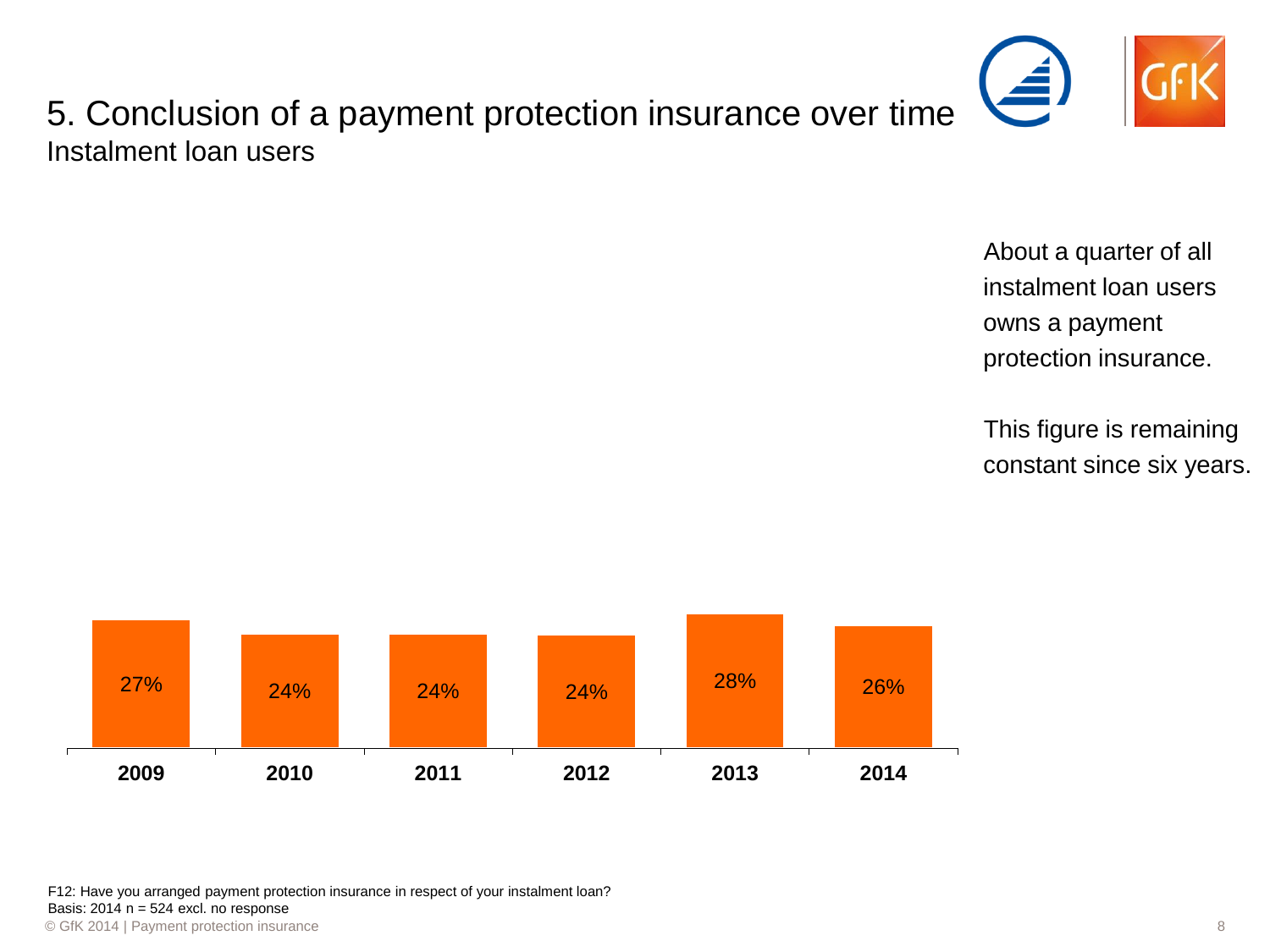# 5. Conclusion of a payment protection insurance over time

Instalment loan users

About a quarter of all instalment loan users owns a payment protection insurance.

This figure is remaining constant since six years.

| 2009 | 2010 | 2011 | 2012 | 2013 | 2014 |
|---|---|---|---|---|---|
| 27% | 24% | 24% | 24% | 28% | 26% |

F12: Have you arranged payment protection insurance in respect of your instalment loan?
Basis: 2014 n = 524 excl. no response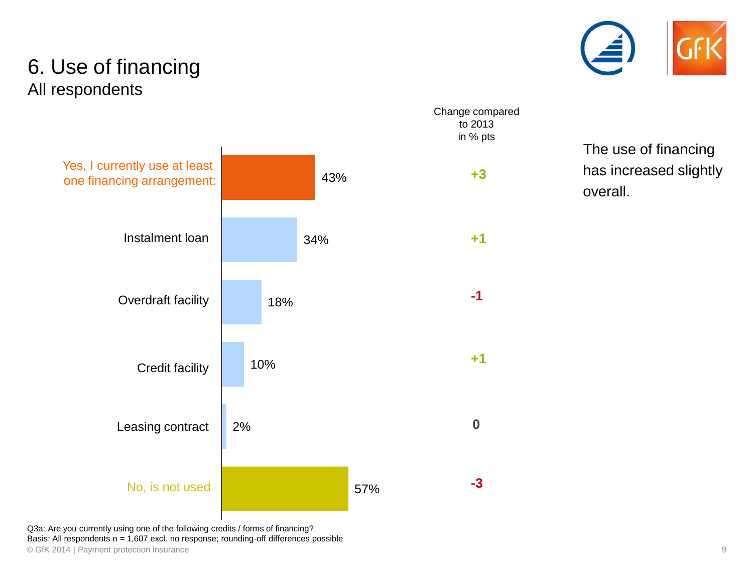# 6. Use of financing

All respondents

| | Share | Change compared to 2013 in % pts |
|---|---|---|
| Yes, I currently use at least one financing arrangement: | 43% | +3 |
| Instalment loan | 34% | +1 |
| Overdraft facility | 18% | -1 |
| Credit facility | 10% | +1 |
| Leasing contract | 2% | 0 |
| No, is not used | 57% | -3 |

The use of financing has increased slightly overall.

Q3a: Are you currently using one of the following credits / forms of financing?
Basis: All respondents n = 1,607 excl. no response; rounding-off differences possible

© GfK 2014 | Payment protection insurance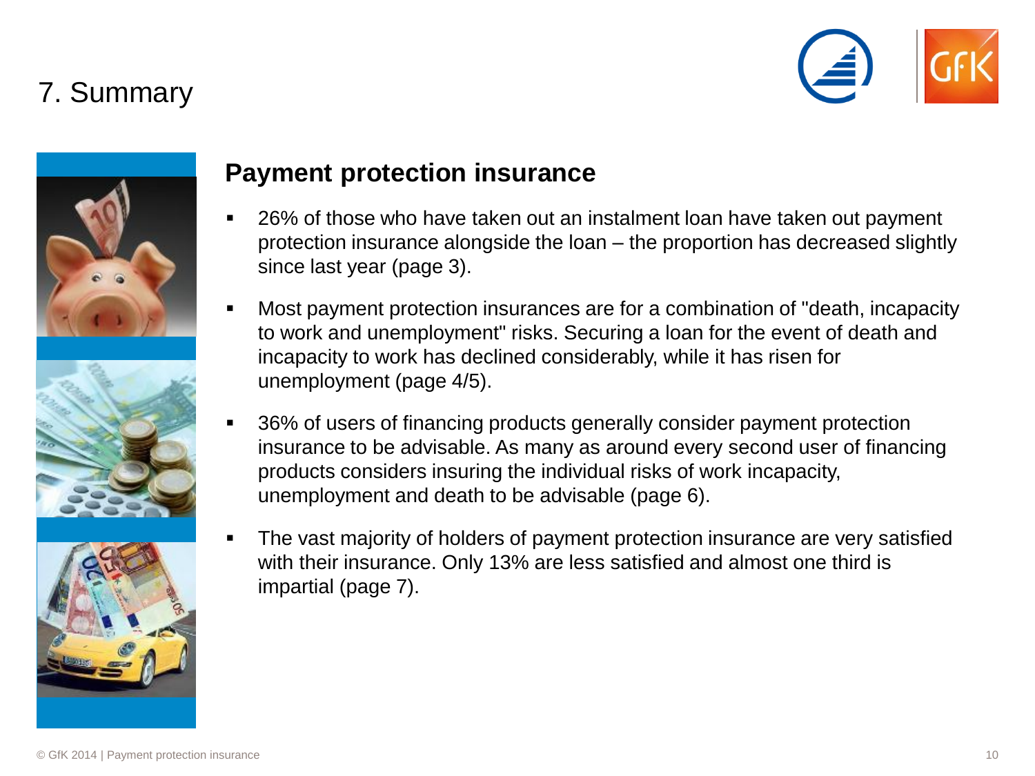# 7. Summary

## Payment protection insurance

- 26% of those who have taken out an instalment loan have taken out payment protection insurance alongside the loan – the proportion has decreased slightly since last year (page 3).
- Most payment protection insurances are for a combination of "death, incapacity to work and unemployment" risks. Securing a loan for the event of death and incapacity to work has declined considerably, while it has risen for unemployment (page 4/5).
- 36% of users of financing products generally consider payment protection insurance to be advisable. As many as around every second user of financing products considers insuring the individual risks of work incapacity, unemployment and death to be advisable (page 6).
- The vast majority of holders of payment protection insurance are very satisfied with their insurance. Only 13% are less satisfied and almost one third is impartial (page 7).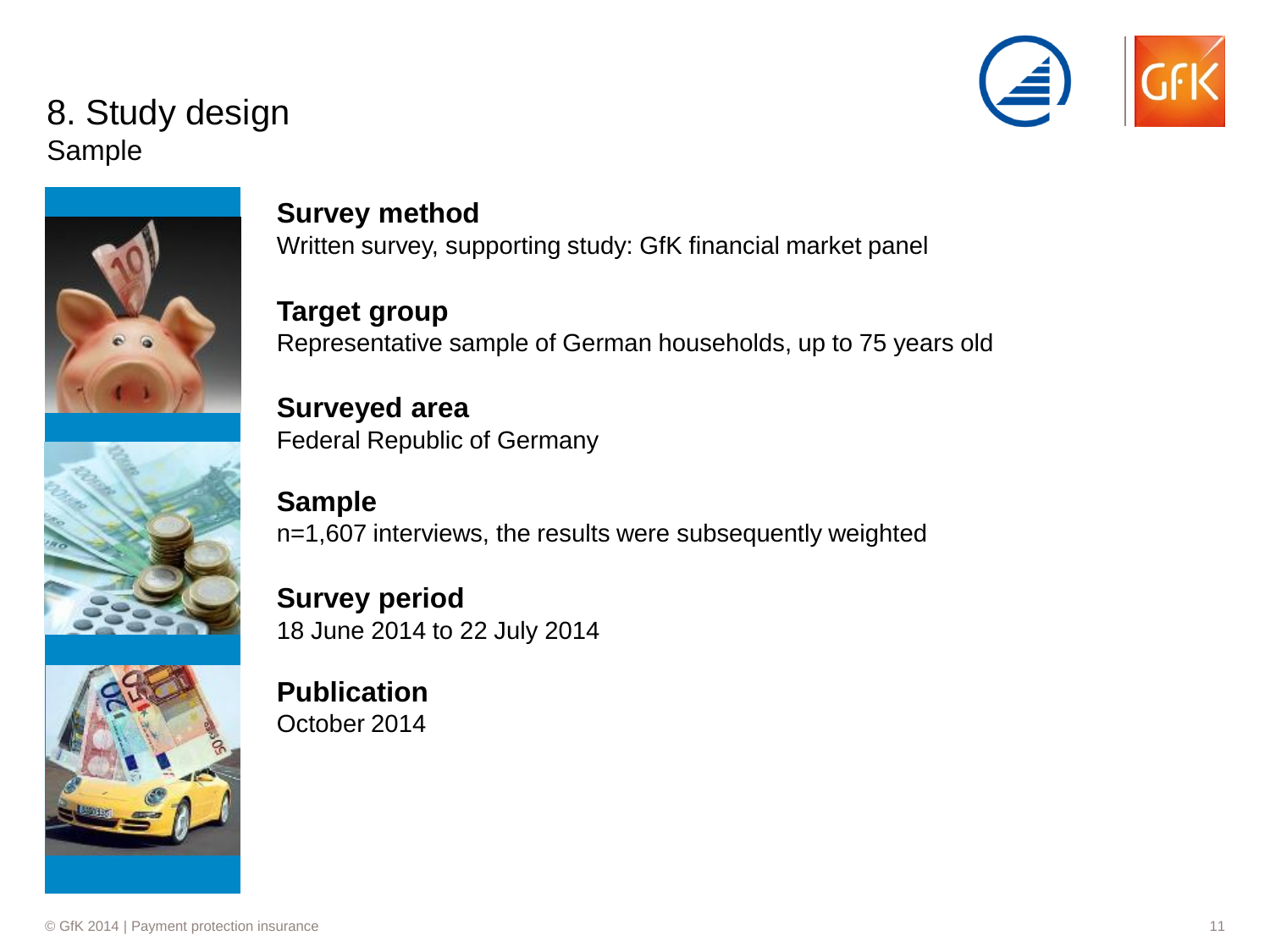# 8. Study design

## Sample

**Survey method**
Written survey, supporting study: GfK financial market panel

**Target group**
Representative sample of German households, up to 75 years old

**Surveyed area**
Federal Republic of Germany

**Sample**
n=1,607 interviews, the results were subsequently weighted

**Survey period**
18 June 2014 to 22 July 2014

**Publication**
October 2014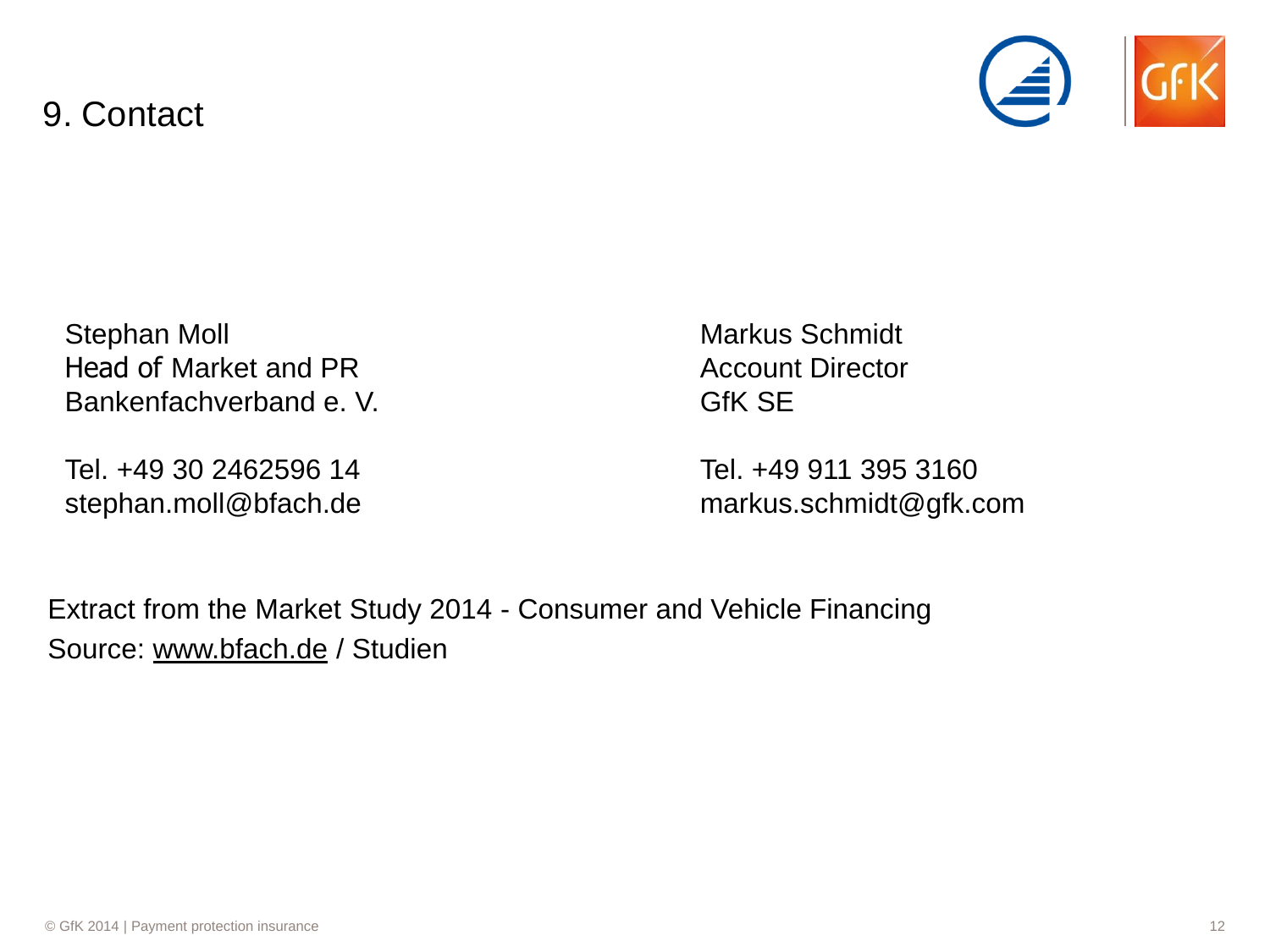# 9. Contact

Stephan Moll
Head of Market and PR
Bankenfachverband e. V.

Tel. +49 30 2462596 14
stephan.moll@bfach.de

Markus Schmidt
Account Director
GfK SE

Tel. +49 911 395 3160
markus.schmidt@gfk.com

Extract from the Market Study 2014 - Consumer and Vehicle Financing
Source: www.bfach.de / Studien